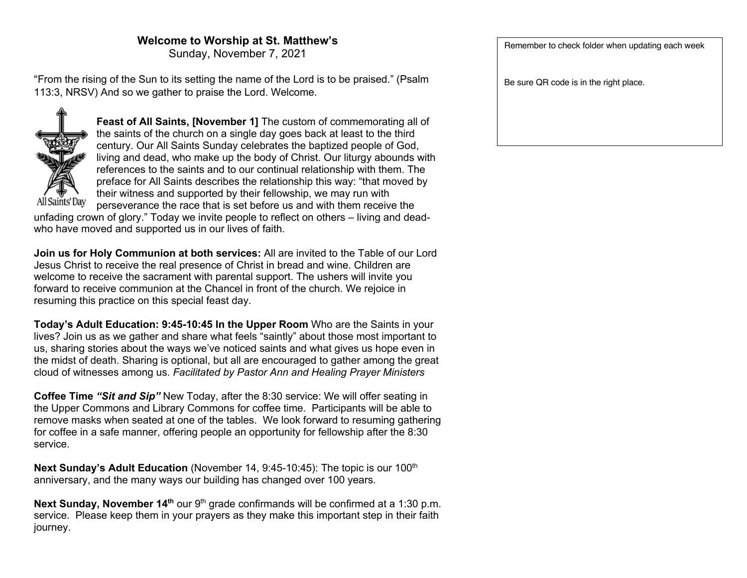**Welcome to Worship at St. Matthew's**

Sunday, November 7, 2021

"From the rising of the Sun to its setting the name of the Lord is to be praised." (Psalm 113:3, NRSV) And so we gather to praise the Lord. Welcome.

All Saints' Day

**Feast of All Saints, [November 1]** The custom of commemorating all of the saints of the church on a single day goes back at least to the third century. Our All Saints Sunday celebrates the baptized people of God, living and dead, who make up the body of Christ. Our liturgy abounds with references to the saints and to our continual relationship with them. The preface for All Saints describes the relationship this way: "that moved by their witness and supported by their fellowship, we may run with perseverance the race that is set before us and with them receive the unfading crown of glory." Today we invite people to reflect on others – living and dead- who have moved and supported us in our lives of faith.

**Join us for Holy Communion at both services:** All are invited to the Table of our Lord Jesus Christ to receive the real presence of Christ in bread and wine. Children are welcome to receive the sacrament with parental support. The ushers will invite you forward to receive communion at the Chancel in front of the church. We rejoice in resuming this practice on this special feast day.

**Today's Adult Education: 9:45-10:45 In the Upper Room** Who are the Saints in your lives? Join us as we gather and share what feels "saintly" about those most important to us, sharing stories about the ways we've noticed saints and what gives us hope even in the midst of death. Sharing is optional, but all are encouraged to gather among the great cloud of witnesses among us. *Facilitated by Pastor Ann and Healing Prayer Ministers*

**Coffee Time *"Sit and Sip"*** New Today, after the 8:30 service: We will offer seating in the Upper Commons and Library Commons for coffee time. Participants will be able to remove masks when seated at one of the tables. We look forward to resuming gathering for coffee in a safe manner, offering people an opportunity for fellowship after the 8:30 service.

**Next Sunday's Adult Education** (November 14, 9:45-10:45): The topic is our 100th anniversary, and the many ways our building has changed over 100 years.

**Next Sunday, November 14th** our 9th grade confirmands will be confirmed at a 1:30 p.m. service. Please keep them in your prayers as they make this important step in their faith journey.

Remember to check folder when updating each week

Be sure QR code is in the right place.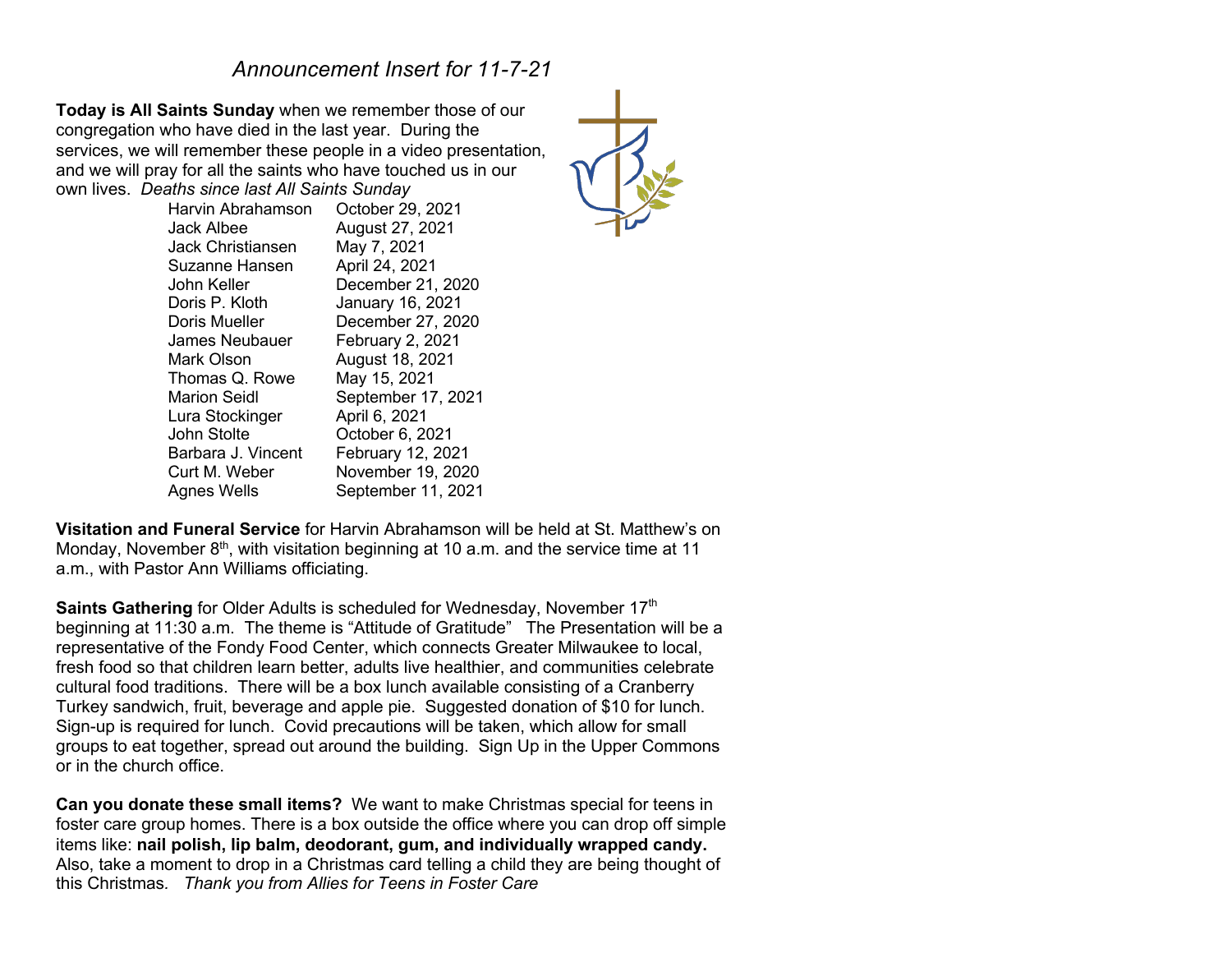*Announcement Insert for 11-7-21*

**Today is All Saints Sunday** when we remember those of our congregation who have died in the last year. During the services, we will remember these people in a video presentation, and we will pray for all the saints who have touched us in our own lives. *Deaths since last All Saints Sunday*

| | |
|---|---|
| Harvin Abrahamson | October 29, 2021 |
| Jack Albee | August 27, 2021 |
| Jack Christiansen | May 7, 2021 |
| Suzanne Hansen | April 24, 2021 |
| John Keller | December 21, 2020 |
| Doris P. Kloth | January 16, 2021 |
| Doris Mueller | December 27, 2020 |
| James Neubauer | February 2, 2021 |
| Mark Olson | August 18, 2021 |
| Thomas Q. Rowe | May 15, 2021 |
| Marion Seidl | September 17, 2021 |
| Lura Stockinger | April 6, 2021 |
| John Stolte | October 6, 2021 |
| Barbara J. Vincent | February 12, 2021 |
| Curt M. Weber | November 19, 2020 |
| Agnes Wells | September 11, 2021 |

**Visitation and Funeral Service** for Harvin Abrahamson will be held at St. Matthew's on Monday, November 8th, with visitation beginning at 10 a.m. and the service time at 11 a.m., with Pastor Ann Williams officiating.

**Saints Gathering** for Older Adults is scheduled for Wednesday, November 17th beginning at 11:30 a.m. The theme is "Attitude of Gratitude" The Presentation will be a representative of the Fondy Food Center, which connects Greater Milwaukee to local, fresh food so that children learn better, adults live healthier, and communities celebrate cultural food traditions. There will be a box lunch available consisting of a Cranberry Turkey sandwich, fruit, beverage and apple pie. Suggested donation of $10 for lunch. Sign-up is required for lunch. Covid precautions will be taken, which allow for small groups to eat together, spread out around the building. Sign Up in the Upper Commons or in the church office.

**Can you donate these small items?** We want to make Christmas special for teens in foster care group homes. There is a box outside the office where you can drop off simple items like: **nail polish, lip balm, deodorant, gum, and individually wrapped candy.** Also, take a moment to drop in a Christmas card telling a child they are being thought of this Christmas. *Thank you from Allies for Teens in Foster Care*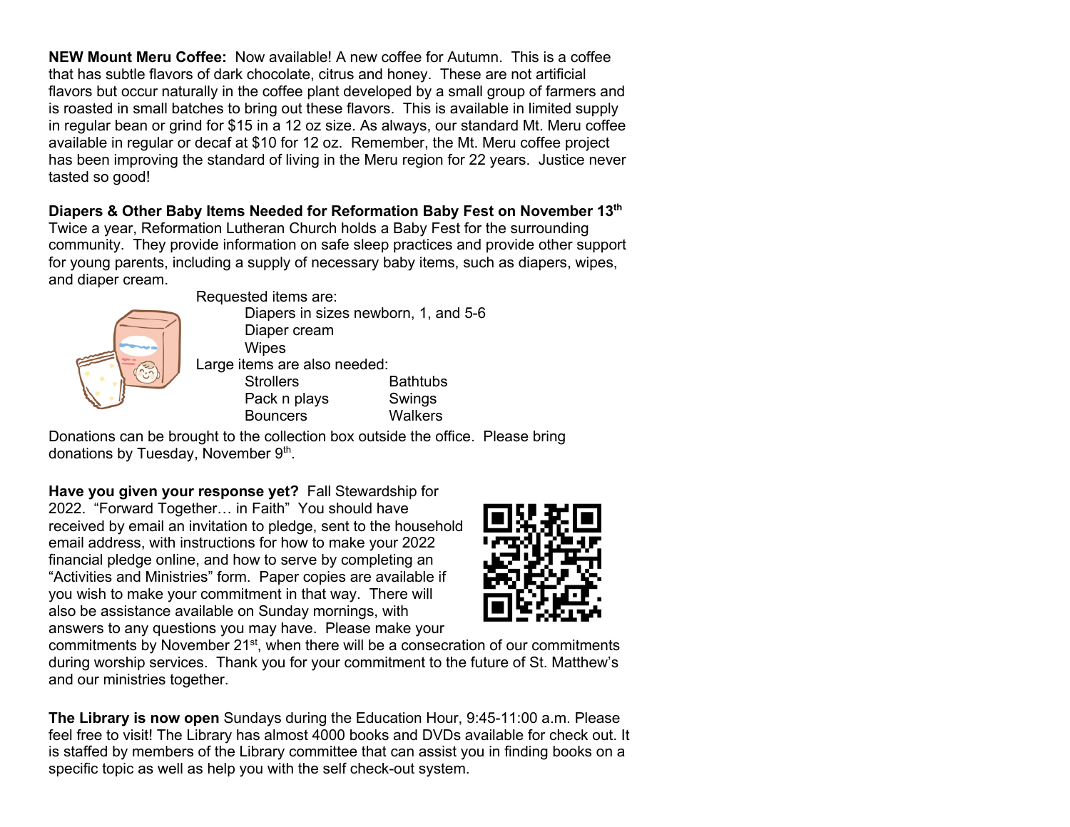**NEW Mount Meru Coffee:** Now available! A new coffee for Autumn. This is a coffee that has subtle flavors of dark chocolate, citrus and honey. These are not artificial flavors but occur naturally in the coffee plant developed by a small group of farmers and is roasted in small batches to bring out these flavors. This is available in limited supply in regular bean or grind for $15 in a 12 oz size. As always, our standard Mt. Meru coffee available in regular or decaf at $10 for 12 oz. Remember, the Mt. Meru coffee project has been improving the standard of living in the Meru region for 22 years. Justice never tasted so good!

**Diapers & Other Baby Items Needed for Reformation Baby Fest on November 13th**
Twice a year, Reformation Lutheran Church holds a Baby Fest for the surrounding community. They provide information on safe sleep practices and provide other support for young parents, including a supply of necessary baby items, such as diapers, wipes, and diaper cream.

Requested items are:

- Diapers in sizes newborn, 1, and 5-6
- Diaper cream
- Wipes

Large items are also needed:

- Strollers
- Pack n plays
- Bouncers
- Bathtubs
- Swings
- Walkers

Donations can be brought to the collection box outside the office. Please bring donations by Tuesday, November 9th.

**Have you given your response yet?** Fall Stewardship for 2022. "Forward Together… in Faith" You should have received by email an invitation to pledge, sent to the household email address, with instructions for how to make your 2022 financial pledge online, and how to serve by completing an "Activities and Ministries" form. Paper copies are available if you wish to make your commitment in that way. There will also be assistance available on Sunday mornings, with answers to any questions you may have. Please make your commitments by November 21st, when there will be a consecration of our commitments during worship services. Thank you for your commitment to the future of St. Matthew's and our ministries together.

**The Library is now open** Sundays during the Education Hour, 9:45-11:00 a.m. Please feel free to visit! The Library has almost 4000 books and DVDs available for check out. It is staffed by members of the Library committee that can assist you in finding books on a specific topic as well as help you with the self check-out system.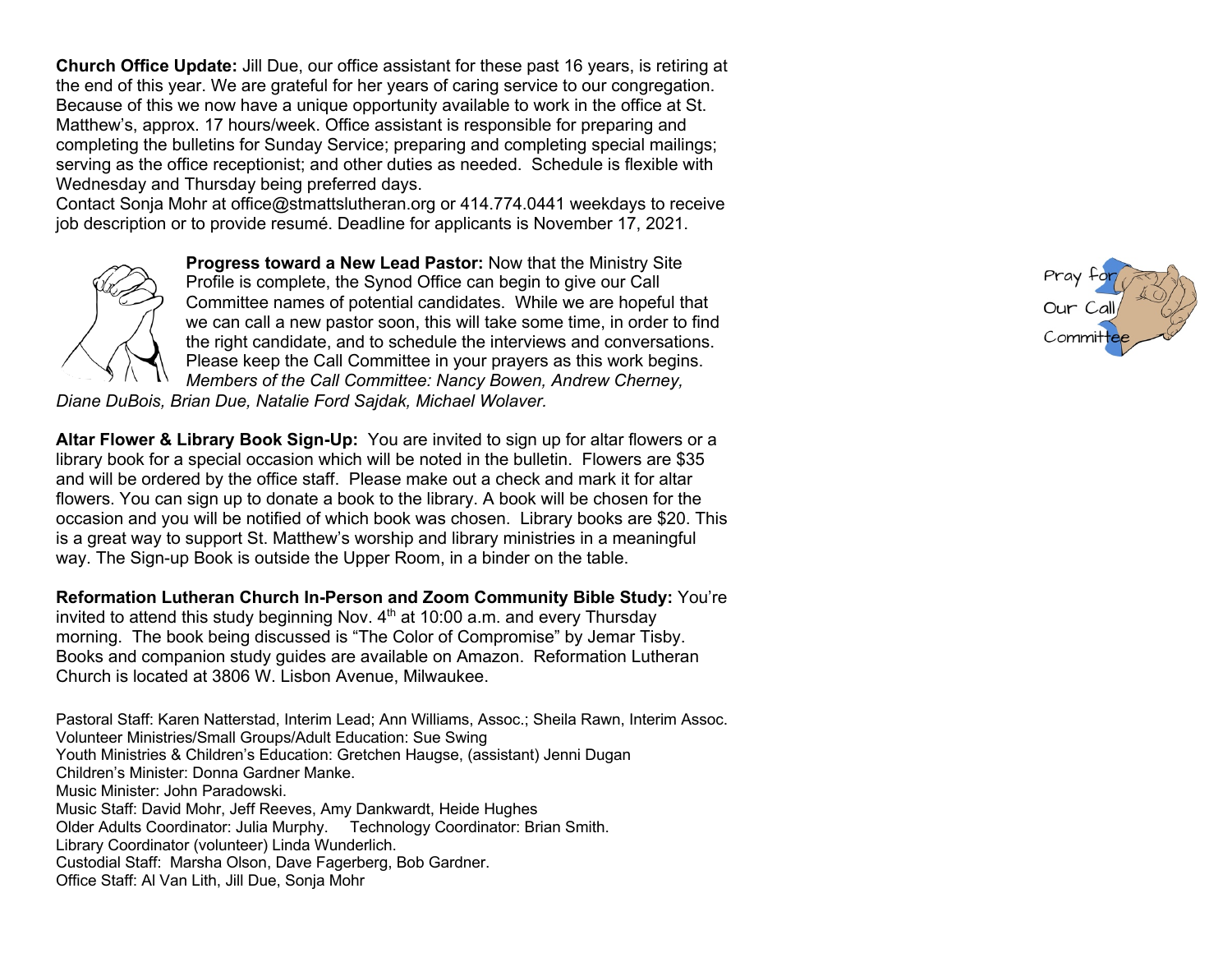**Church Office Update:** Jill Due, our office assistant for these past 16 years, is retiring at the end of this year. We are grateful for her years of caring service to our congregation. Because of this we now have a unique opportunity available to work in the office at St. Matthew's, approx. 17 hours/week. Office assistant is responsible for preparing and completing the bulletins for Sunday Service; preparing and completing special mailings; serving as the office receptionist; and other duties as needed. Schedule is flexible with Wednesday and Thursday being preferred days.
Contact Sonja Mohr at office@stmattslutheran.org or 414.774.0441 weekdays to receive job description or to provide resumé. Deadline for applicants is November 17, 2021.

**Progress toward a New Lead Pastor:** Now that the Ministry Site Profile is complete, the Synod Office can begin to give our Call Committee names of potential candidates. While we are hopeful that we can call a new pastor soon, this will take some time, in order to find the right candidate, and to schedule the interviews and conversations. Please keep the Call Committee in your prayers as this work begins. *Members of the Call Committee: Nancy Bowen, Andrew Cherney, Diane DuBois, Brian Due, Natalie Ford Sajdak, Michael Wolaver.*

Pray for Our Call Committee

**Altar Flower & Library Book Sign-Up:** You are invited to sign up for altar flowers or a library book for a special occasion which will be noted in the bulletin. Flowers are $35 and will be ordered by the office staff. Please make out a check and mark it for altar flowers. You can sign up to donate a book to the library. A book will be chosen for the occasion and you will be notified of which book was chosen. Library books are $20. This is a great way to support St. Matthew's worship and library ministries in a meaningful way. The Sign-up Book is outside the Upper Room, in a binder on the table.

**Reformation Lutheran Church In-Person and Zoom Community Bible Study:** You're invited to attend this study beginning Nov. 4th at 10:00 a.m. and every Thursday morning. The book being discussed is "The Color of Compromise" by Jemar Tisby. Books and companion study guides are available on Amazon. Reformation Lutheran Church is located at 3806 W. Lisbon Avenue, Milwaukee.

Pastoral Staff: Karen Natterstad, Interim Lead; Ann Williams, Assoc.; Sheila Rawn, Interim Assoc.
Volunteer Ministries/Small Groups/Adult Education: Sue Swing
Youth Ministries & Children's Education: Gretchen Haugse, (assistant) Jenni Dugan
Children's Minister: Donna Gardner Manke.
Music Minister: John Paradowski.
Music Staff: David Mohr, Jeff Reeves, Amy Dankwardt, Heide Hughes
Older Adults Coordinator: Julia Murphy. Technology Coordinator: Brian Smith.
Library Coordinator (volunteer) Linda Wunderlich.
Custodial Staff: Marsha Olson, Dave Fagerberg, Bob Gardner.
Office Staff: Al Van Lith, Jill Due, Sonja Mohr